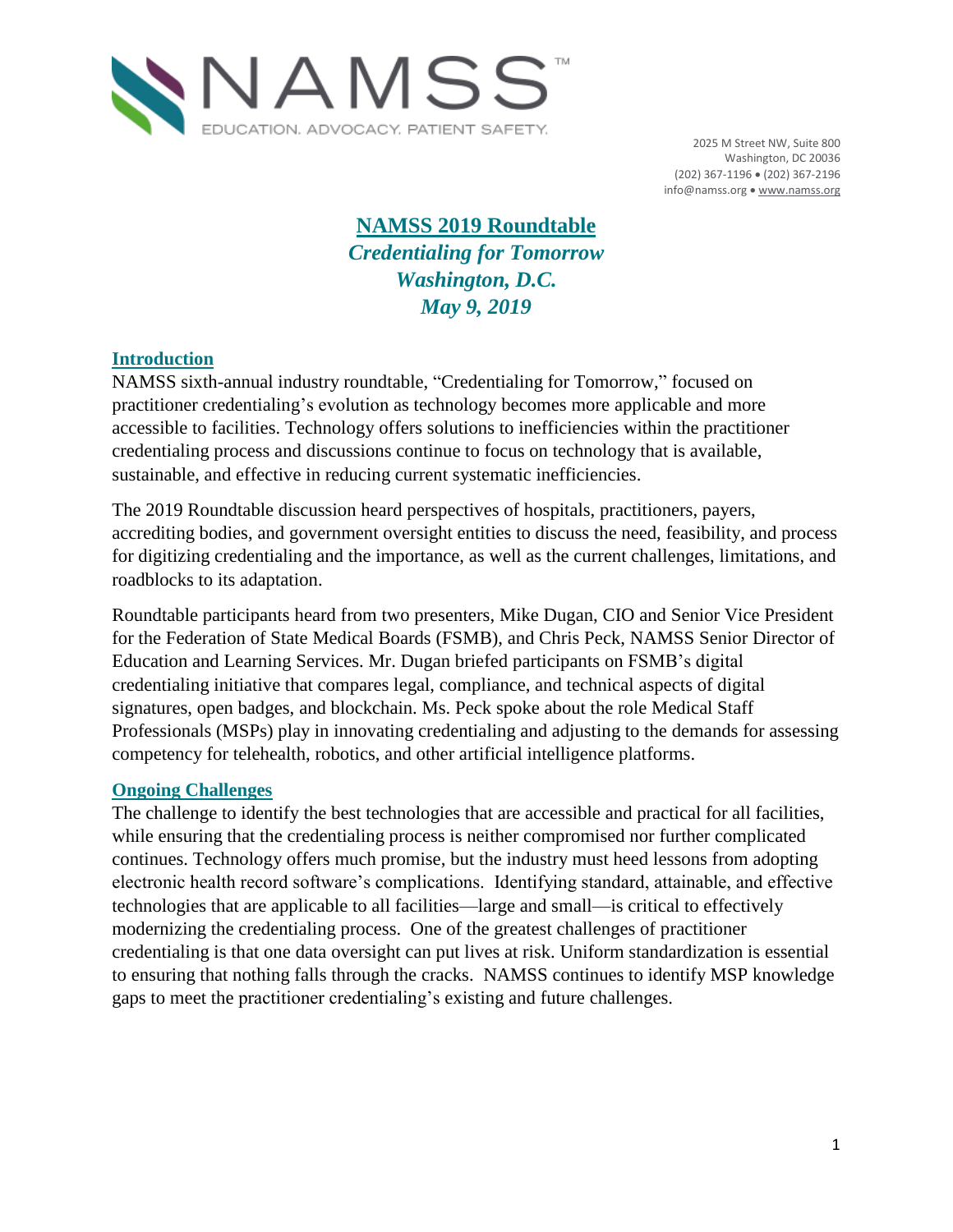NAMSS™

EDUCATION. ADVOCACY. PATIENT SAFETY.

2025 M Street NW, Suite 800
Washington, DC 20036
(202) 367-1196 • (202) 367-2196
info@namss.org • www.namss.org

# NAMSS 2019 Roundtable

***Credentialing for Tomorrow***
***Washington, D.C.***
***May 9, 2019***

## Introduction

NAMSS sixth-annual industry roundtable, "Credentialing for Tomorrow," focused on practitioner credentialing's evolution as technology becomes more applicable and more accessible to facilities. Technology offers solutions to inefficiencies within the practitioner credentialing process and discussions continue to focus on technology that is available, sustainable, and effective in reducing current systematic inefficiencies.

The 2019 Roundtable discussion heard perspectives of hospitals, practitioners, payers, accrediting bodies, and government oversight entities to discuss the need, feasibility, and process for digitizing credentialing and the importance, as well as the current challenges, limitations, and roadblocks to its adaptation.

Roundtable participants heard from two presenters, Mike Dugan, CIO and Senior Vice President for the Federation of State Medical Boards (FSMB), and Chris Peck, NAMSS Senior Director of Education and Learning Services. Mr. Dugan briefed participants on FSMB's digital credentialing initiative that compares legal, compliance, and technical aspects of digital signatures, open badges, and blockchain. Ms. Peck spoke about the role Medical Staff Professionals (MSPs) play in innovating credentialing and adjusting to the demands for assessing competency for telehealth, robotics, and other artificial intelligence platforms.

## Ongoing Challenges

The challenge to identify the best technologies that are accessible and practical for all facilities, while ensuring that the credentialing process is neither compromised nor further complicated continues. Technology offers much promise, but the industry must heed lessons from adopting electronic health record software's complications. Identifying standard, attainable, and effective technologies that are applicable to all facilities—large and small—is critical to effectively modernizing the credentialing process. One of the greatest challenges of practitioner credentialing is that one data oversight can put lives at risk. Uniform standardization is essential to ensuring that nothing falls through the cracks. NAMSS continues to identify MSP knowledge gaps to meet the practitioner credentialing's existing and future challenges.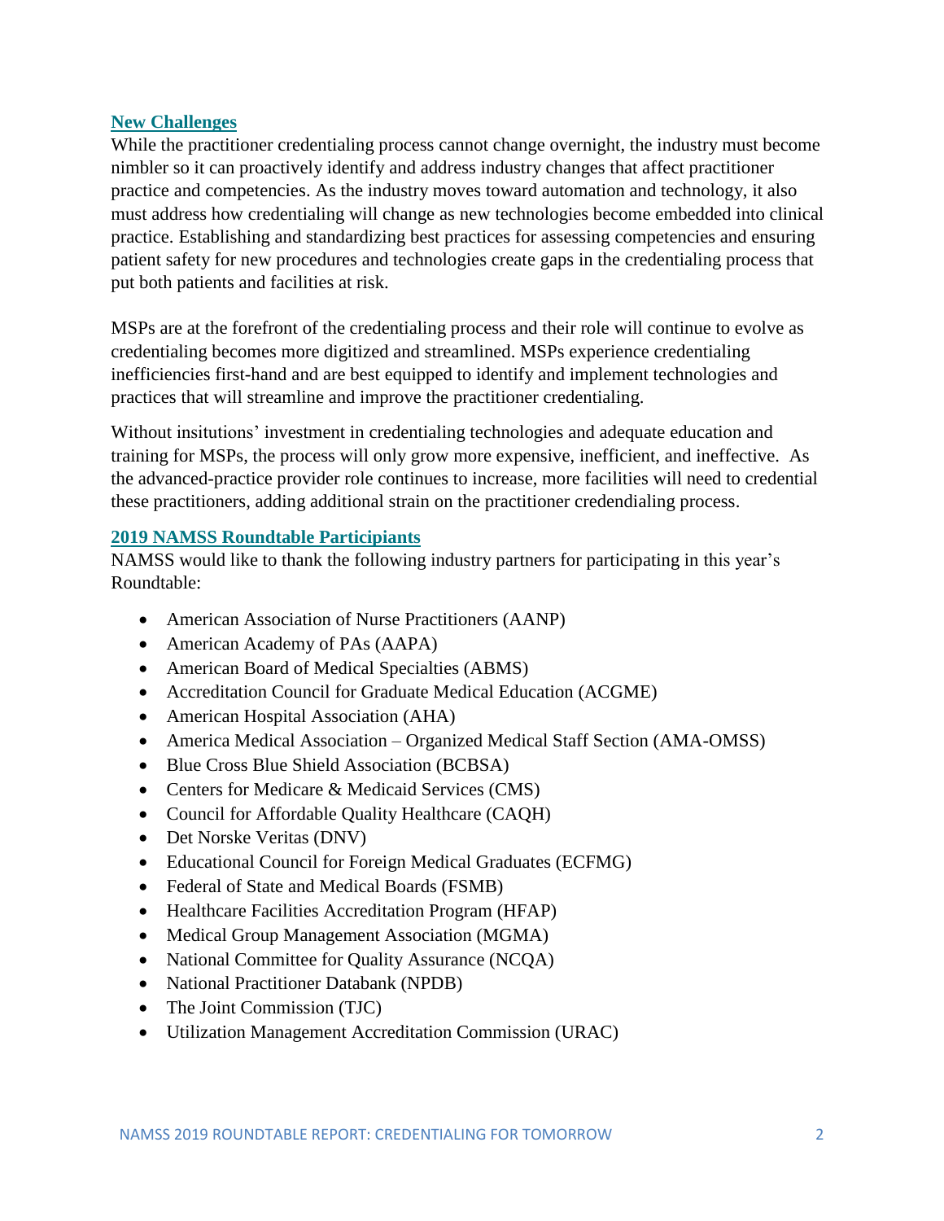## New Challenges

While the practitioner credentialing process cannot change overnight, the industry must become nimbler so it can proactively identify and address industry changes that affect practitioner practice and competencies. As the industry moves toward automation and technology, it also must address how credentialing will change as new technologies become embedded into clinical practice. Establishing and standardizing best practices for assessing competencies and ensuring patient safety for new procedures and technologies create gaps in the credentialing process that put both patients and facilities at risk.

MSPs are at the forefront of the credentialing process and their role will continue to evolve as credentialing becomes more digitized and streamlined. MSPs experience credentialing inefficiencies first-hand and are best equipped to identify and implement technologies and practices that will streamline and improve the practitioner credentialing.

Without insitutions' investment in credentialing technologies and adequate education and training for MSPs, the process will only grow more expensive, inefficient, and ineffective. As the advanced-practice provider role continues to increase, more facilities will need to credential these practitioners, adding additional strain on the practitioner credendialing process.

## 2019 NAMSS Roundtable Participiants

NAMSS would like to thank the following industry partners for participating in this year's Roundtable:

- American Association of Nurse Practitioners (AANP)
- American Academy of PAs (AAPA)
- American Board of Medical Specialties (ABMS)
- Accreditation Council for Graduate Medical Education (ACGME)
- American Hospital Association (AHA)
- America Medical Association – Organized Medical Staff Section (AMA-OMSS)
- Blue Cross Blue Shield Association (BCBSA)
- Centers for Medicare & Medicaid Services (CMS)
- Council for Affordable Quality Healthcare (CAQH)
- Det Norske Veritas (DNV)
- Educational Council for Foreign Medical Graduates (ECFMG)
- Federal of State and Medical Boards (FSMB)
- Healthcare Facilities Accreditation Program (HFAP)
- Medical Group Management Association (MGMA)
- National Committee for Quality Assurance (NCQA)
- National Practitioner Databank (NPDB)
- The Joint Commission (TJC)
- Utilization Management Accreditation Commission (URAC)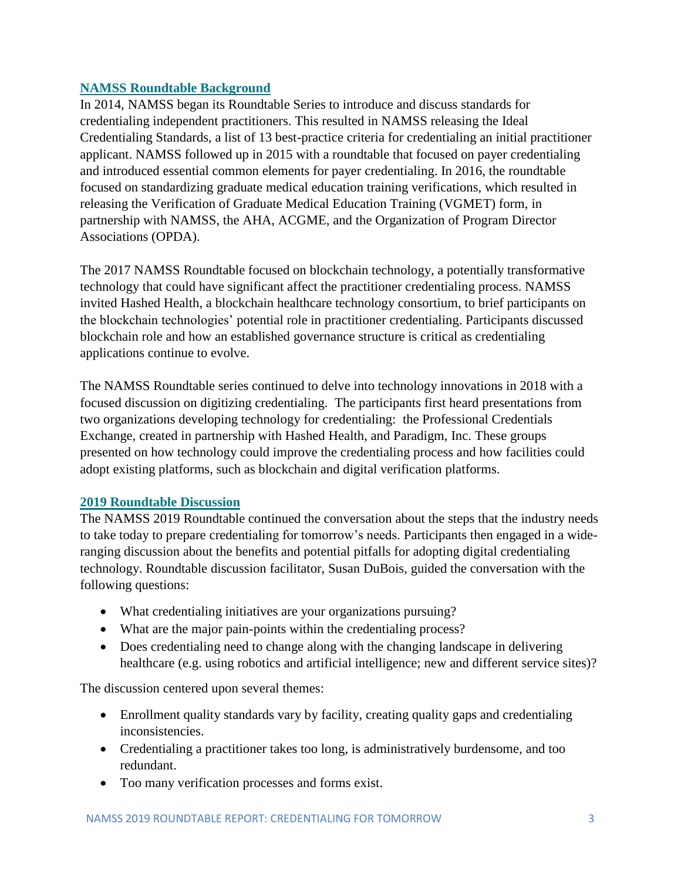## NAMSS Roundtable Background

In 2014, NAMSS began its Roundtable Series to introduce and discuss standards for credentialing independent practitioners. This resulted in NAMSS releasing the Ideal Credentialing Standards, a list of 13 best-practice criteria for credentialing an initial practitioner applicant. NAMSS followed up in 2015 with a roundtable that focused on payer credentialing and introduced essential common elements for payer credentialing. In 2016, the roundtable focused on standardizing graduate medical education training verifications, which resulted in releasing the Verification of Graduate Medical Education Training (VGMET) form, in partnership with NAMSS, the AHA, ACGME, and the Organization of Program Director Associations (OPDA).

The 2017 NAMSS Roundtable focused on blockchain technology, a potentially transformative technology that could have significant affect the practitioner credentialing process. NAMSS invited Hashed Health, a blockchain healthcare technology consortium, to brief participants on the blockchain technologies' potential role in practitioner credentialing. Participants discussed blockchain role and how an established governance structure is critical as credentialing applications continue to evolve.

The NAMSS Roundtable series continued to delve into technology innovations in 2018 with a focused discussion on digitizing credentialing. The participants first heard presentations from two organizations developing technology for credentialing: the Professional Credentials Exchange, created in partnership with Hashed Health, and Paradigm, Inc. These groups presented on how technology could improve the credentialing process and how facilities could adopt existing platforms, such as blockchain and digital verification platforms.

## 2019 Roundtable Discussion

The NAMSS 2019 Roundtable continued the conversation about the steps that the industry needs to take today to prepare credentialing for tomorrow's needs. Participants then engaged in a wide-ranging discussion about the benefits and potential pitfalls for adopting digital credentialing technology. Roundtable discussion facilitator, Susan DuBois, guided the conversation with the following questions:

- What credentialing initiatives are your organizations pursuing?
- What are the major pain-points within the credentialing process?
- Does credentialing need to change along with the changing landscape in delivering healthcare (e.g. using robotics and artificial intelligence; new and different service sites)?

The discussion centered upon several themes:

- Enrollment quality standards vary by facility, creating quality gaps and credentialing inconsistencies.
- Credentialing a practitioner takes too long, is administratively burdensome, and too redundant.
- Too many verification processes and forms exist.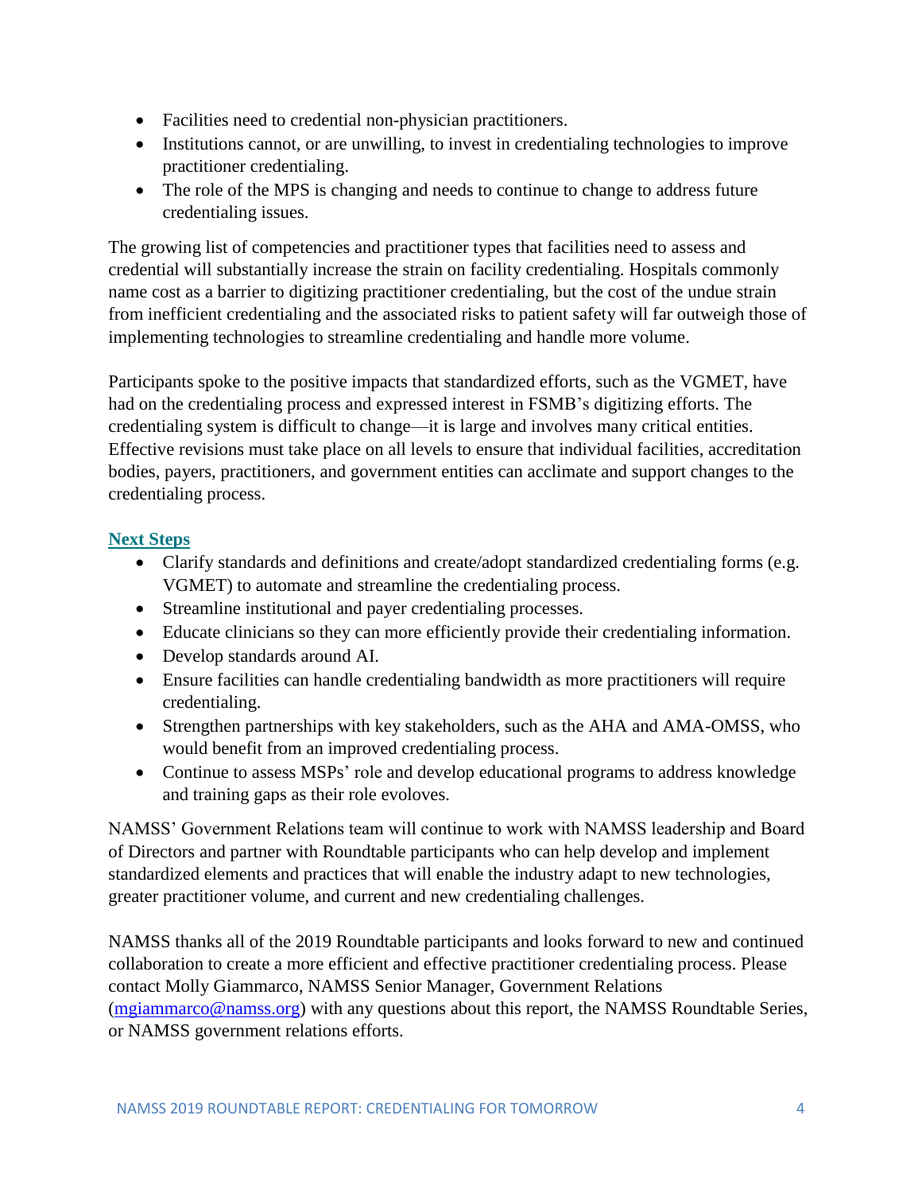- Facilities need to credential non-physician practitioners.
- Institutions cannot, or are unwilling, to invest in credentialing technologies to improve practitioner credentialing.
- The role of the MPS is changing and needs to continue to change to address future credentialing issues.

The growing list of competencies and practitioner types that facilities need to assess and credential will substantially increase the strain on facility credentialing. Hospitals commonly name cost as a barrier to digitizing practitioner credentialing, but the cost of the undue strain from inefficient credentialing and the associated risks to patient safety will far outweigh those of implementing technologies to streamline credentialing and handle more volume.

Participants spoke to the positive impacts that standardized efforts, such as the VGMET, have had on the credentialing process and expressed interest in FSMB's digitizing efforts. The credentialing system is difficult to change—it is large and involves many critical entities. Effective revisions must take place on all levels to ensure that individual facilities, accreditation bodies, payers, practitioners, and government entities can acclimate and support changes to the credentialing process.

## Next Steps

- Clarify standards and definitions and create/adopt standardized credentialing forms (e.g. VGMET) to automate and streamline the credentialing process.
- Streamline institutional and payer credentialing processes.
- Educate clinicians so they can more efficiently provide their credentialing information.
- Develop standards around AI.
- Ensure facilities can handle credentialing bandwidth as more practitioners will require credentialing.
- Strengthen partnerships with key stakeholders, such as the AHA and AMA-OMSS, who would benefit from an improved credentialing process.
- Continue to assess MSPs' role and develop educational programs to address knowledge and training gaps as their role evoloves.

NAMSS' Government Relations team will continue to work with NAMSS leadership and Board of Directors and partner with Roundtable participants who can help develop and implement standardized elements and practices that will enable the industry adapt to new technologies, greater practitioner volume, and current and new credentialing challenges.

NAMSS thanks all of the 2019 Roundtable participants and looks forward to new and continued collaboration to create a more efficient and effective practitioner credentialing process. Please contact Molly Giammarco, NAMSS Senior Manager, Government Relations (mgiammarco@namss.org) with any questions about this report, the NAMSS Roundtable Series, or NAMSS government relations efforts.